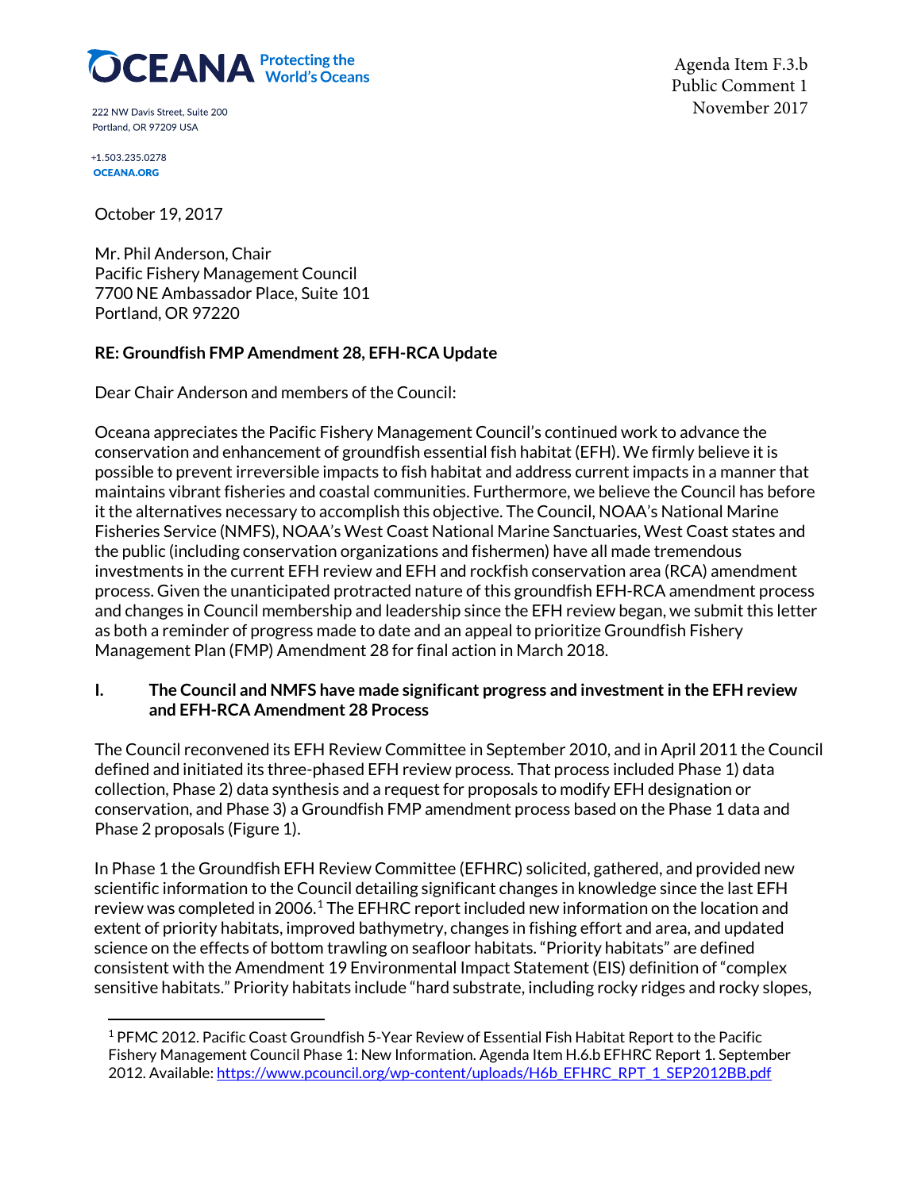**OCEANA** Protecting the World's Oceans

222 NW Davis Street, Suite 200
Portland, OR 97209 USA

+1.503.235.0278
OCEANA.ORG

Agenda Item F.3.b
Public Comment 1
November 2017

October 19, 2017

Mr. Phil Anderson, Chair
Pacific Fishery Management Council
7700 NE Ambassador Place, Suite 101
Portland, OR 97220

**RE: Groundfish FMP Amendment 28, EFH-RCA Update**

Dear Chair Anderson and members of the Council:

Oceana appreciates the Pacific Fishery Management Council's continued work to advance the conservation and enhancement of groundfish essential fish habitat (EFH). We firmly believe it is possible to prevent irreversible impacts to fish habitat and address current impacts in a manner that maintains vibrant fisheries and coastal communities. Furthermore, we believe the Council has before it the alternatives necessary to accomplish this objective. The Council, NOAA's National Marine Fisheries Service (NMFS), NOAA's West Coast National Marine Sanctuaries, West Coast states and the public (including conservation organizations and fishermen) have all made tremendous investments in the current EFH review and EFH and rockfish conservation area (RCA) amendment process. Given the unanticipated protracted nature of this groundfish EFH-RCA amendment process and changes in Council membership and leadership since the EFH review began, we submit this letter as both a reminder of progress made to date and an appeal to prioritize Groundfish Fishery Management Plan (FMP) Amendment 28 for final action in March 2018.

## I. The Council and NMFS have made significant progress and investment in the EFH review and EFH-RCA Amendment 28 Process

The Council reconvened its EFH Review Committee in September 2010, and in April 2011 the Council defined and initiated its three-phased EFH review process. That process included Phase 1) data collection, Phase 2) data synthesis and a request for proposals to modify EFH designation or conservation, and Phase 3) a Groundfish FMP amendment process based on the Phase 1 data and Phase 2 proposals (Figure 1).

In Phase 1 the Groundfish EFH Review Committee (EFHRC) solicited, gathered, and provided new scientific information to the Council detailing significant changes in knowledge since the last EFH review was completed in 2006.[1] The EFHRC report included new information on the location and extent of priority habitats, improved bathymetry, changes in fishing effort and area, and updated science on the effects of bottom trawling on seafloor habitats. "Priority habitats" are defined consistent with the Amendment 19 Environmental Impact Statement (EIS) definition of "complex sensitive habitats." Priority habitats include "hard substrate, including rocky ridges and rocky slopes,

[1] PFMC 2012. Pacific Coast Groundfish 5-Year Review of Essential Fish Habitat Report to the Pacific Fishery Management Council Phase 1: New Information. Agenda Item H.6.b EFHRC Report 1. September 2012. Available: https://www.pcouncil.org/wp-content/uploads/H6b_EFHRC_RPT_1_SEP2012BB.pdf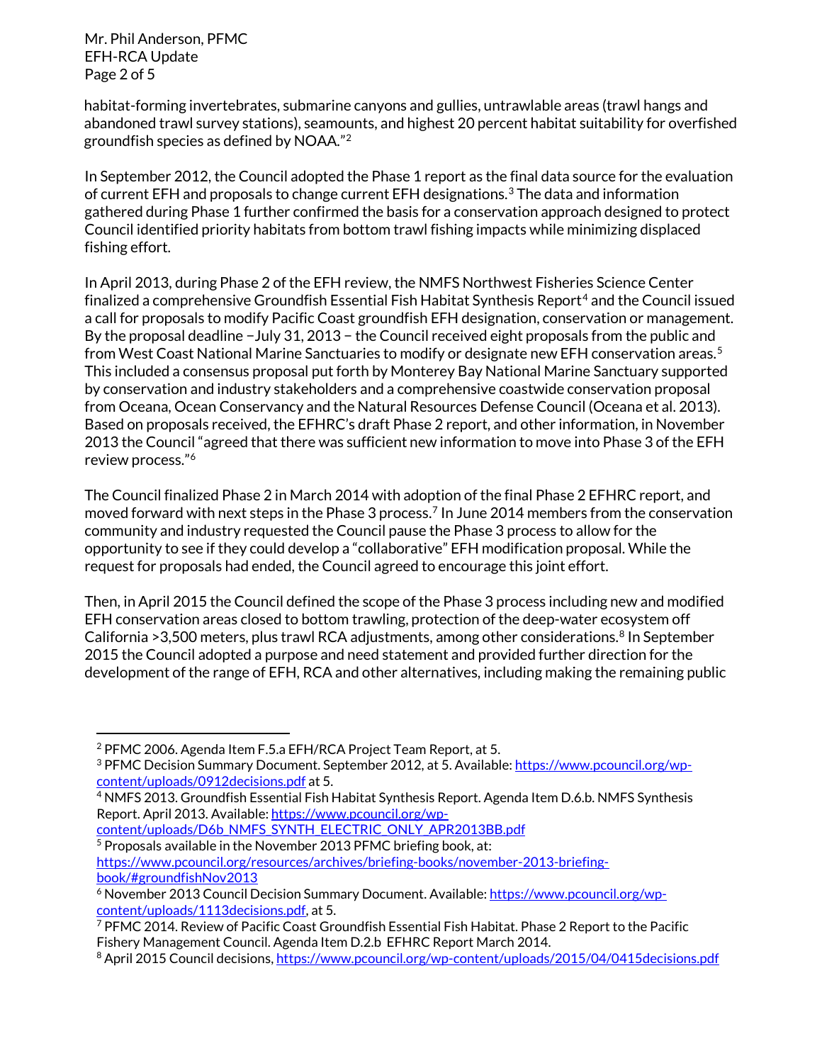habitat-forming invertebrates, submarine canyons and gullies, untrawlable areas (trawl hangs and abandoned trawl survey stations), seamounts, and highest 20 percent habitat suitability for overfished groundfish species as defined by NOAA."[2]

In September 2012, the Council adopted the Phase 1 report as the final data source for the evaluation of current EFH and proposals to change current EFH designations.[3] The data and information gathered during Phase 1 further confirmed the basis for a conservation approach designed to protect Council identified priority habitats from bottom trawl fishing impacts while minimizing displaced fishing effort.

In April 2013, during Phase 2 of the EFH review, the NMFS Northwest Fisheries Science Center finalized a comprehensive Groundfish Essential Fish Habitat Synthesis Report[4] and the Council issued a call for proposals to modify Pacific Coast groundfish EFH designation, conservation or management. By the proposal deadline −July 31, 2013 − the Council received eight proposals from the public and from West Coast National Marine Sanctuaries to modify or designate new EFH conservation areas.[5] This included a consensus proposal put forth by Monterey Bay National Marine Sanctuary supported by conservation and industry stakeholders and a comprehensive coastwide conservation proposal from Oceana, Ocean Conservancy and the Natural Resources Defense Council (Oceana et al. 2013). Based on proposals received, the EFHRC's draft Phase 2 report, and other information, in November 2013 the Council "agreed that there was sufficient new information to move into Phase 3 of the EFH review process."[6]

The Council finalized Phase 2 in March 2014 with adoption of the final Phase 2 EFHRC report, and moved forward with next steps in the Phase 3 process.[7] In June 2014 members from the conservation community and industry requested the Council pause the Phase 3 process to allow for the opportunity to see if they could develop a "collaborative" EFH modification proposal. While the request for proposals had ended, the Council agreed to encourage this joint effort.

Then, in April 2015 the Council defined the scope of the Phase 3 process including new and modified EFH conservation areas closed to bottom trawling, protection of the deep-water ecosystem off California >3,500 meters, plus trawl RCA adjustments, among other considerations.[8] In September 2015 the Council adopted a purpose and need statement and provided further direction for the development of the range of EFH, RCA and other alternatives, including making the remaining public

---

[2] PFMC 2006. Agenda Item F.5.a EFH/RCA Project Team Report, at 5.

[3] PFMC Decision Summary Document. September 2012, at 5. Available: https://www.pcouncil.org/wp-content/uploads/0912decisions.pdf at 5.

[4] NMFS 2013. Groundfish Essential Fish Habitat Synthesis Report. Agenda Item D.6.b. NMFS Synthesis Report. April 2013. Available: https://www.pcouncil.org/wp-content/uploads/D6b_NMFS_SYNTH_ELECTRIC_ONLY_APR2013BB.pdf

[5] Proposals available in the November 2013 PFMC briefing book, at: https://www.pcouncil.org/resources/archives/briefing-books/november-2013-briefing-book/#groundfishNov2013

[6] November 2013 Council Decision Summary Document. Available: https://www.pcouncil.org/wp-content/uploads/1113decisions.pdf, at 5.

[7] PFMC 2014. Review of Pacific Coast Groundfish Essential Fish Habitat. Phase 2 Report to the Pacific Fishery Management Council. Agenda Item D.2.b EFHRC Report March 2014.

[8] April 2015 Council decisions, https://www.pcouncil.org/wp-content/uploads/2015/04/0415decisions.pdf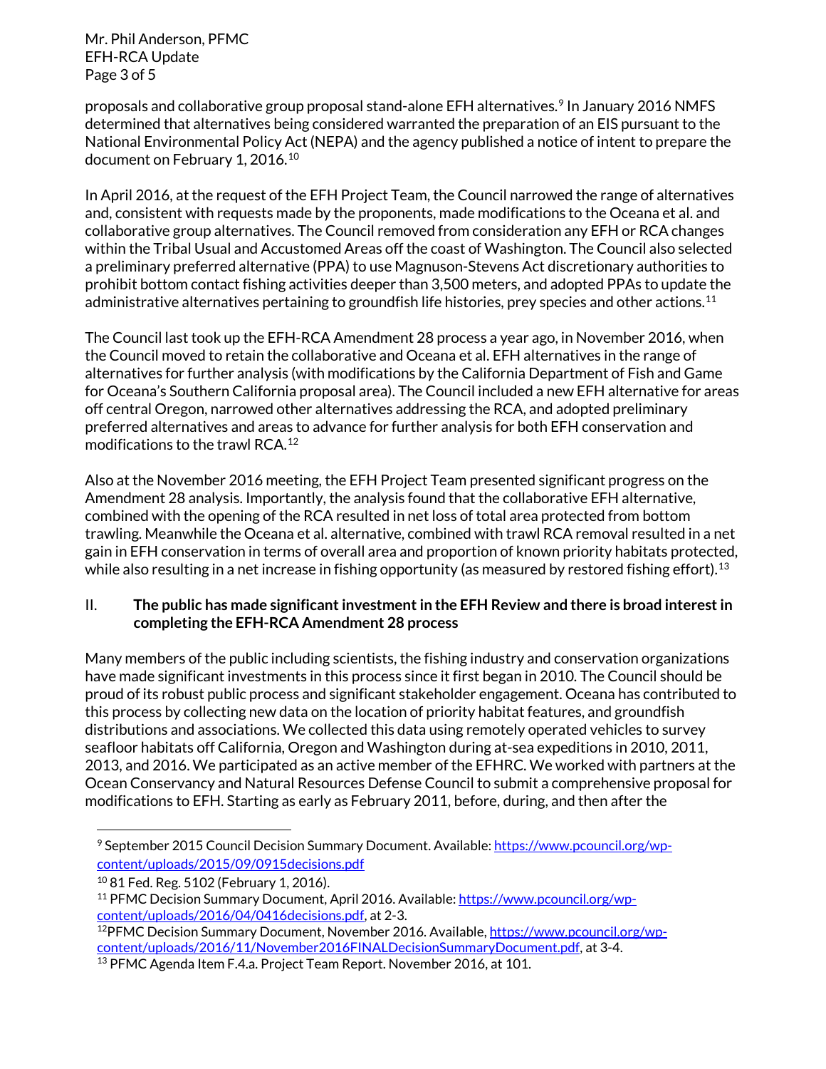proposals and collaborative group proposal stand-alone EFH alternatives.[9] In January 2016 NMFS determined that alternatives being considered warranted the preparation of an EIS pursuant to the National Environmental Policy Act (NEPA) and the agency published a notice of intent to prepare the document on February 1, 2016.[10]

In April 2016, at the request of the EFH Project Team, the Council narrowed the range of alternatives and, consistent with requests made by the proponents, made modifications to the Oceana et al. and collaborative group alternatives. The Council removed from consideration any EFH or RCA changes within the Tribal Usual and Accustomed Areas off the coast of Washington. The Council also selected a preliminary preferred alternative (PPA) to use Magnuson-Stevens Act discretionary authorities to prohibit bottom contact fishing activities deeper than 3,500 meters, and adopted PPAs to update the administrative alternatives pertaining to groundfish life histories, prey species and other actions.[11]

The Council last took up the EFH-RCA Amendment 28 process a year ago, in November 2016, when the Council moved to retain the collaborative and Oceana et al. EFH alternatives in the range of alternatives for further analysis (with modifications by the California Department of Fish and Game for Oceana's Southern California proposal area). The Council included a new EFH alternative for areas off central Oregon, narrowed other alternatives addressing the RCA, and adopted preliminary preferred alternatives and areas to advance for further analysis for both EFH conservation and modifications to the trawl RCA.[12]

Also at the November 2016 meeting, the EFH Project Team presented significant progress on the Amendment 28 analysis. Importantly, the analysis found that the collaborative EFH alternative, combined with the opening of the RCA resulted in net loss of total area protected from bottom trawling. Meanwhile the Oceana et al. alternative, combined with trawl RCA removal resulted in a net gain in EFH conservation in terms of overall area and proportion of known priority habitats protected, while also resulting in a net increase in fishing opportunity (as measured by restored fishing effort).[13]

## II. The public has made significant investment in the EFH Review and there is broad interest in completing the EFH-RCA Amendment 28 process

Many members of the public including scientists, the fishing industry and conservation organizations have made significant investments in this process since it first began in 2010. The Council should be proud of its robust public process and significant stakeholder engagement. Oceana has contributed to this process by collecting new data on the location of priority habitat features, and groundfish distributions and associations. We collected this data using remotely operated vehicles to survey seafloor habitats off California, Oregon and Washington during at-sea expeditions in 2010, 2011, 2013, and 2016. We participated as an active member of the EFHRC. We worked with partners at the Ocean Conservancy and Natural Resources Defense Council to submit a comprehensive proposal for modifications to EFH. Starting as early as February 2011, before, during, and then after the

---

[9] September 2015 Council Decision Summary Document. Available: https://www.pcouncil.org/wp-content/uploads/2015/09/0915decisions.pdf

[10] 81 Fed. Reg. 5102 (February 1, 2016).

[11] PFMC Decision Summary Document, April 2016. Available: https://www.pcouncil.org/wp-content/uploads/2016/04/0416decisions.pdf, at 2-3.

[12] PFMC Decision Summary Document, November 2016. Available, https://www.pcouncil.org/wp-content/uploads/2016/11/November2016FINALDecisionSummaryDocument.pdf, at 3-4.

[13] PFMC Agenda Item F.4.a. Project Team Report. November 2016, at 101.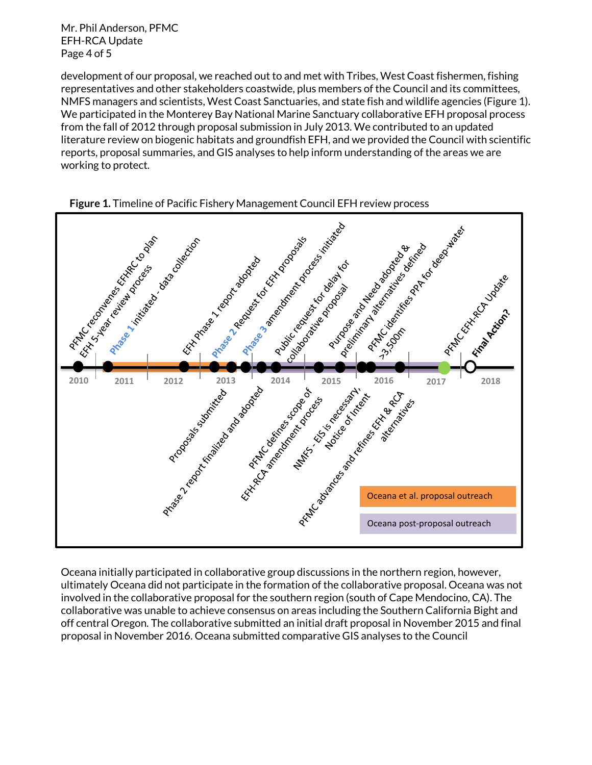development of our proposal, we reached out to and met with Tribes, West Coast fishermen, fishing representatives and other stakeholders coastwide, plus members of the Council and its committees, NMFS managers and scientists, West Coast Sanctuaries, and state fish and wildlife agencies (Figure 1). We participated in the Monterey Bay National Marine Sanctuary collaborative EFH proposal process from the fall of 2012 through proposal submission in July 2013. We contributed to an updated literature review on biogenic habitats and groundfish EFH, and we provided the Council with scientific reports, proposal summaries, and GIS analyses to help inform understanding of the areas we are working to protect.

**Figure 1.** Timeline of Pacific Fishery Management Council EFH review process

Timeline (2010–2018):

- PFMC reconvenes EFHRC to plan EFH 5-year review process
- Phase 1 initiated - data collection
- EFH Phase 1 report adopted
- Phase 2 Request for EFH proposals
- Proposals submitted
- Phase 3 amendment process initiated
- Phase 2 report finalized and adopted
- Public request for delay for collaborative proposal
- PFMC defines scope of EFH-RCA amendment process
- Purpose and Need adopted & preliminary alternatives defined
- NMFS - EIS is necessary, Notice of Intent
- PFMC identifies PPA for deep-water >3,500m
- PFMC advances and refines EFH & RCA alternatives
- PFMC EFH-RCA Update
- **Final Action?**

Legend: Oceana et al. proposal outreach; Oceana post-proposal outreach

Oceana initially participated in collaborative group discussions in the northern region, however, ultimately Oceana did not participate in the formation of the collaborative proposal. Oceana was not involved in the collaborative proposal for the southern region (south of Cape Mendocino, CA). The collaborative was unable to achieve consensus on areas including the Southern California Bight and off central Oregon. The collaborative submitted an initial draft proposal in November 2015 and final proposal in November 2016. Oceana submitted comparative GIS analyses to the Council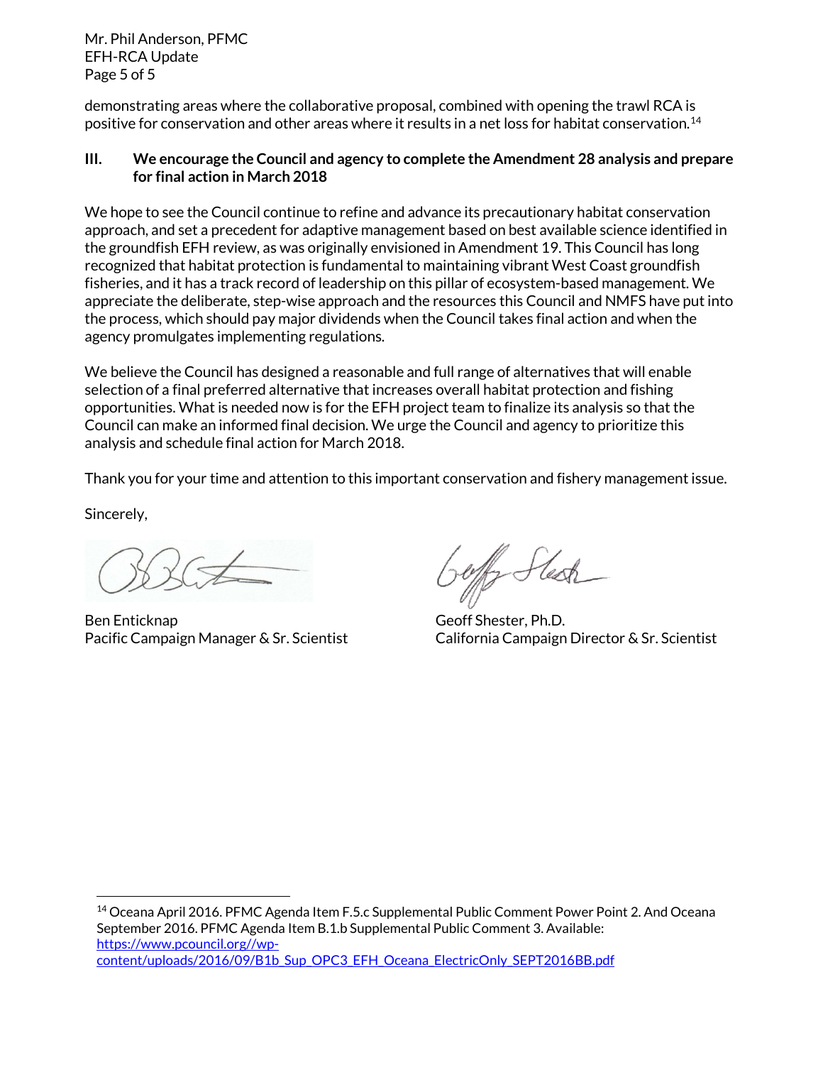demonstrating areas where the collaborative proposal, combined with opening the trawl RCA is positive for conservation and other areas where it results in a net loss for habitat conservation.[14]

### III. We encourage the Council and agency to complete the Amendment 28 analysis and prepare for final action in March 2018

We hope to see the Council continue to refine and advance its precautionary habitat conservation approach, and set a precedent for adaptive management based on best available science identified in the groundfish EFH review, as was originally envisioned in Amendment 19. This Council has long recognized that habitat protection is fundamental to maintaining vibrant West Coast groundfish fisheries, and it has a track record of leadership on this pillar of ecosystem-based management. We appreciate the deliberate, step-wise approach and the resources this Council and NMFS have put into the process, which should pay major dividends when the Council takes final action and when the agency promulgates implementing regulations.

We believe the Council has designed a reasonable and full range of alternatives that will enable selection of a final preferred alternative that increases overall habitat protection and fishing opportunities. What is needed now is for the EFH project team to finalize its analysis so that the Council can make an informed final decision. We urge the Council and agency to prioritize this analysis and schedule final action for March 2018.

Thank you for your time and attention to this important conservation and fishery management issue.

Sincerely,

Ben Enticknap
Pacific Campaign Manager & Sr. Scientist

Geoff Shester, Ph.D.
California Campaign Director & Sr. Scientist

---

[14] Oceana April 2016. PFMC Agenda Item F.5.c Supplemental Public Comment Power Point 2. And Oceana September 2016. PFMC Agenda Item B.1.b Supplemental Public Comment 3. Available: https://www.pcouncil.org//wp-content/uploads/2016/09/B1b_Sup_OPC3_EFH_Oceana_ElectricOnly_SEPT2016BB.pdf